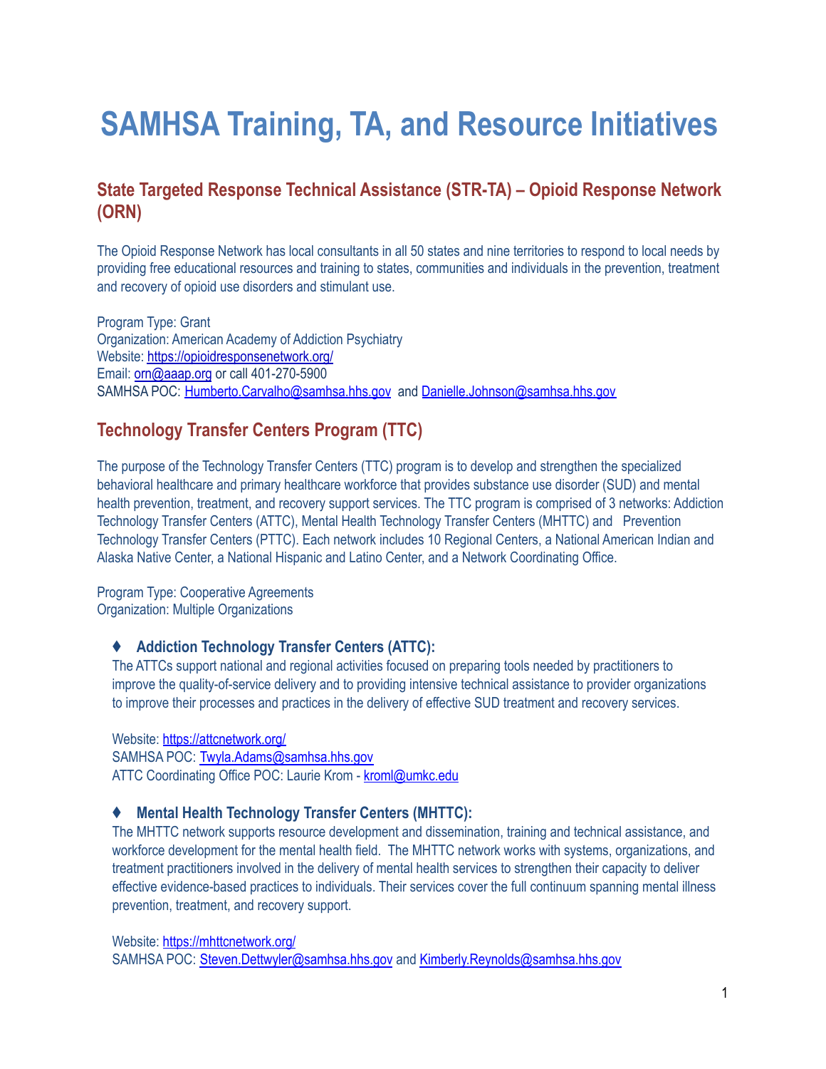# SAMHSA Training, TA, and Resource Initiatives

## State Targeted Response Technical Assistance (STR-TA) – Opioid Response Network (ORN)

The Opioid Response Network has local consultants in all 50 states and nine territories to respond to local needs by providing free educational resources and training to states, communities and individuals in the prevention, treatment and recovery of opioid use disorders and stimulant use.

Program Type: Grant
Organization: American Academy of Addiction Psychiatry
Website: https://opioidresponsenetwork.org/
Email: orn@aaap.org or call 401-270-5900
SAMHSA POC: Humberto.Carvalho@samhsa.hhs.gov and Danielle.Johnson@samhsa.hhs.gov

## Technology Transfer Centers Program (TTC)

The purpose of the Technology Transfer Centers (TTC) program is to develop and strengthen the specialized behavioral healthcare and primary healthcare workforce that provides substance use disorder (SUD) and mental health prevention, treatment, and recovery support services. The TTC program is comprised of 3 networks: Addiction Technology Transfer Centers (ATTC), Mental Health Technology Transfer Centers (MHTTC) and Prevention Technology Transfer Centers (PTTC). Each network includes 10 Regional Centers, a National American Indian and Alaska Native Center, a National Hispanic and Latino Center, and a Network Coordinating Office.

Program Type: Cooperative Agreements
Organization: Multiple Organizations

- **Addiction Technology Transfer Centers (ATTC):**
  The ATTCs support national and regional activities focused on preparing tools needed by practitioners to improve the quality-of-service delivery and to providing intensive technical assistance to provider organizations to improve their processes and practices in the delivery of effective SUD treatment and recovery services.

  Website: https://attcnetwork.org/
  SAMHSA POC: Twyla.Adams@samhsa.hhs.gov
  ATTC Coordinating Office POC: Laurie Krom - kroml@umkc.edu

- **Mental Health Technology Transfer Centers (MHTTC):**
  The MHTTC network supports resource development and dissemination, training and technical assistance, and workforce development for the mental health field. The MHTTC network works with systems, organizations, and treatment practitioners involved in the delivery of mental health services to strengthen their capacity to deliver effective evidence-based practices to individuals. Their services cover the full continuum spanning mental illness prevention, treatment, and recovery support.

  Website: https://mhttcnetwork.org/
  SAMHSA POC: Steven.Dettwyler@samhsa.hhs.gov and Kimberly.Reynolds@samhsa.hhs.gov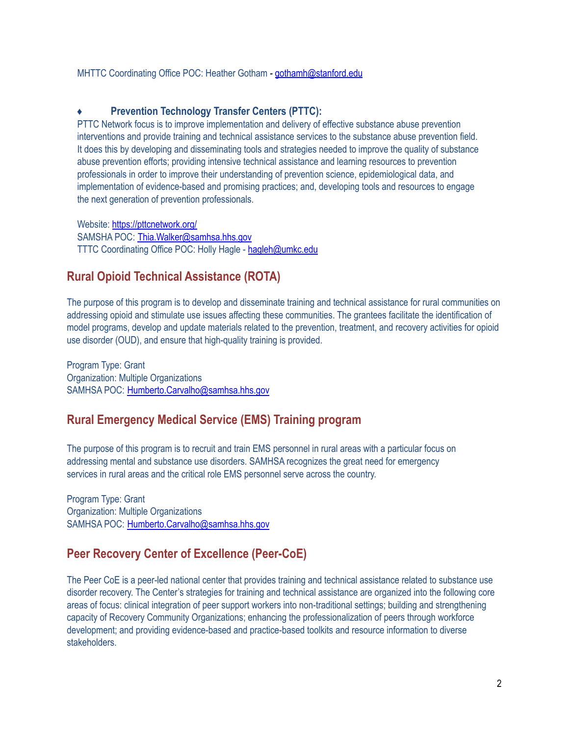MHTTC Coordinating Office POC: Heather Gotham - gothamh@stanford.edu

- ### Prevention Technology Transfer Centers (PTTC):

PTTC Network focus is to improve implementation and delivery of effective substance abuse prevention interventions and provide training and technical assistance services to the substance abuse prevention field. It does this by developing and disseminating tools and strategies needed to improve the quality of substance abuse prevention efforts; providing intensive technical assistance and learning resources to prevention professionals in order to improve their understanding of prevention science, epidemiological data, and implementation of evidence-based and promising practices; and, developing tools and resources to engage the next generation of prevention professionals.

Website: https://pttcnetwork.org/
SAMSHA POC: Thia.Walker@samhsa.hhs.gov
TTTC Coordinating Office POC: Holly Hagle - hagleh@umkc.edu

## Rural Opioid Technical Assistance (ROTA)

The purpose of this program is to develop and disseminate training and technical assistance for rural communities on addressing opioid and stimulate use issues affecting these communities. The grantees facilitate the identification of model programs, develop and update materials related to the prevention, treatment, and recovery activities for opioid use disorder (OUD), and ensure that high-quality training is provided.

Program Type: Grant
Organization: Multiple Organizations
SAMHSA POC: Humberto.Carvalho@samhsa.hhs.gov

## Rural Emergency Medical Service (EMS) Training program

The purpose of this program is to recruit and train EMS personnel in rural areas with a particular focus on addressing mental and substance use disorders. SAMHSA recognizes the great need for emergency services in rural areas and the critical role EMS personnel serve across the country.

Program Type: Grant
Organization: Multiple Organizations
SAMHSA POC: Humberto.Carvalho@samhsa.hhs.gov

## Peer Recovery Center of Excellence (Peer-CoE)

The Peer CoE is a peer-led national center that provides training and technical assistance related to substance use disorder recovery. The Center's strategies for training and technical assistance are organized into the following core areas of focus: clinical integration of peer support workers into non-traditional settings; building and strengthening capacity of Recovery Community Organizations; enhancing the professionalization of peers through workforce development; and providing evidence-based and practice-based toolkits and resource information to diverse stakeholders.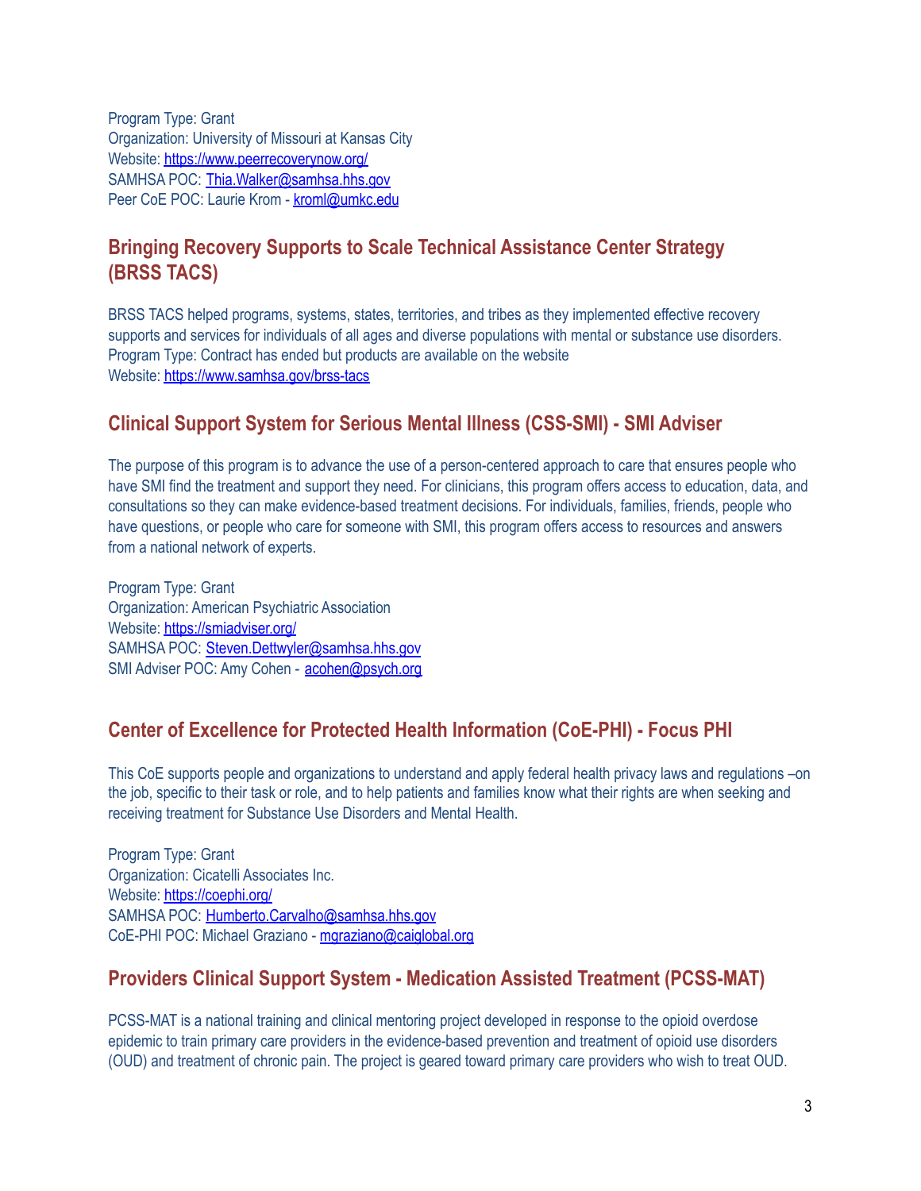Program Type: Grant
Organization: University of Missouri at Kansas City
Website: [https://www.peerrecoverynow.org/](https://www.peerrecoverynow.org/)
SAMHSA POC: [Thia.Walker@samhsa.hhs.gov](mailto:Thia.Walker@samhsa.hhs.gov)
Peer CoE POC: Laurie Krom - [kroml@umkc.edu](mailto:kroml@umkc.edu)

## Bringing Recovery Supports to Scale Technical Assistance Center Strategy (BRSS TACS)

BRSS TACS helped programs, systems, states, territories, and tribes as they implemented effective recovery supports and services for individuals of all ages and diverse populations with mental or substance use disorders.
Program Type: Contract has ended but products are available on the website
Website: [https://www.samhsa.gov/brss-tacs](https://www.samhsa.gov/brss-tacs)

## Clinical Support System for Serious Mental Illness (CSS-SMI) - SMI Adviser

The purpose of this program is to advance the use of a person-centered approach to care that ensures people who have SMI find the treatment and support they need. For clinicians, this program offers access to education, data, and consultations so they can make evidence-based treatment decisions. For individuals, families, friends, people who have questions, or people who care for someone with SMI, this program offers access to resources and answers from a national network of experts.

Program Type: Grant
Organization: American Psychiatric Association
Website: [https://smiadviser.org/](https://smiadviser.org/)
SAMHSA POC: [Steven.Dettwyler@samhsa.hhs.gov](mailto:Steven.Dettwyler@samhsa.hhs.gov)
SMI Adviser POC: Amy Cohen - [acohen@psych.org](mailto:acohen@psych.org)

## Center of Excellence for Protected Health Information (CoE-PHI) - Focus PHI

This CoE supports people and organizations to understand and apply federal health privacy laws and regulations –on the job, specific to their task or role, and to help patients and families know what their rights are when seeking and receiving treatment for Substance Use Disorders and Mental Health.

Program Type: Grant
Organization: Cicatelli Associates Inc.
Website: [https://coephi.org/](https://coephi.org/)
SAMHSA POC: [Humberto.Carvalho@samhsa.hhs.gov](mailto:Humberto.Carvalho@samhsa.hhs.gov)
CoE-PHI POC: Michael Graziano - [mgraziano@caiglobal.org](mailto:mgraziano@caiglobal.org)

## Providers Clinical Support System - Medication Assisted Treatment (PCSS-MAT)

PCSS-MAT is a national training and clinical mentoring project developed in response to the opioid overdose epidemic to train primary care providers in the evidence-based prevention and treatment of opioid use disorders (OUD) and treatment of chronic pain. The project is geared toward primary care providers who wish to treat OUD.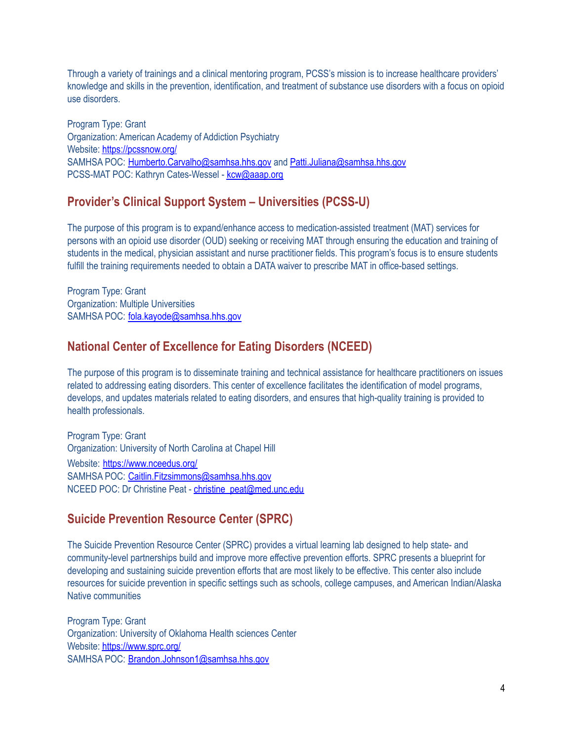Through a variety of trainings and a clinical mentoring program, PCSS's mission is to increase healthcare providers' knowledge and skills in the prevention, identification, and treatment of substance use disorders with a focus on opioid use disorders.

Program Type: Grant
Organization: American Academy of Addiction Psychiatry
Website: https://pcssnow.org/
SAMHSA POC: Humberto.Carvalho@samhsa.hhs.gov and Patti.Juliana@samhsa.hhs.gov
PCSS-MAT POC: Kathryn Cates-Wessel - kcw@aaap.org

## Provider's Clinical Support System – Universities (PCSS-U)

The purpose of this program is to expand/enhance access to medication-assisted treatment (MAT) services for persons with an opioid use disorder (OUD) seeking or receiving MAT through ensuring the education and training of students in the medical, physician assistant and nurse practitioner fields. This program's focus is to ensure students fulfill the training requirements needed to obtain a DATA waiver to prescribe MAT in office-based settings.

Program Type: Grant
Organization: Multiple Universities
SAMHSA POC: fola.kayode@samhsa.hhs.gov

## National Center of Excellence for Eating Disorders (NCEED)

The purpose of this program is to disseminate training and technical assistance for healthcare practitioners on issues related to addressing eating disorders. This center of excellence facilitates the identification of model programs, develops, and updates materials related to eating disorders, and ensures that high-quality training is provided to health professionals.

Program Type: Grant
Organization: University of North Carolina at Chapel Hill
Website: https://www.nceedus.org/
SAMHSA POC: Caitlin.Fitzsimmons@samhsa.hhs.gov
NCEED POC: Dr Christine Peat - christine_peat@med.unc.edu

## Suicide Prevention Resource Center (SPRC)

The Suicide Prevention Resource Center (SPRC) provides a virtual learning lab designed to help state- and community-level partnerships build and improve more effective prevention efforts. SPRC presents a blueprint for developing and sustaining suicide prevention efforts that are most likely to be effective. This center also include resources for suicide prevention in specific settings such as schools, college campuses, and American Indian/Alaska Native communities

Program Type: Grant
Organization: University of Oklahoma Health sciences Center
Website: https://www.sprc.org/
SAMHSA POC: Brandon.Johnson1@samhsa.hhs.gov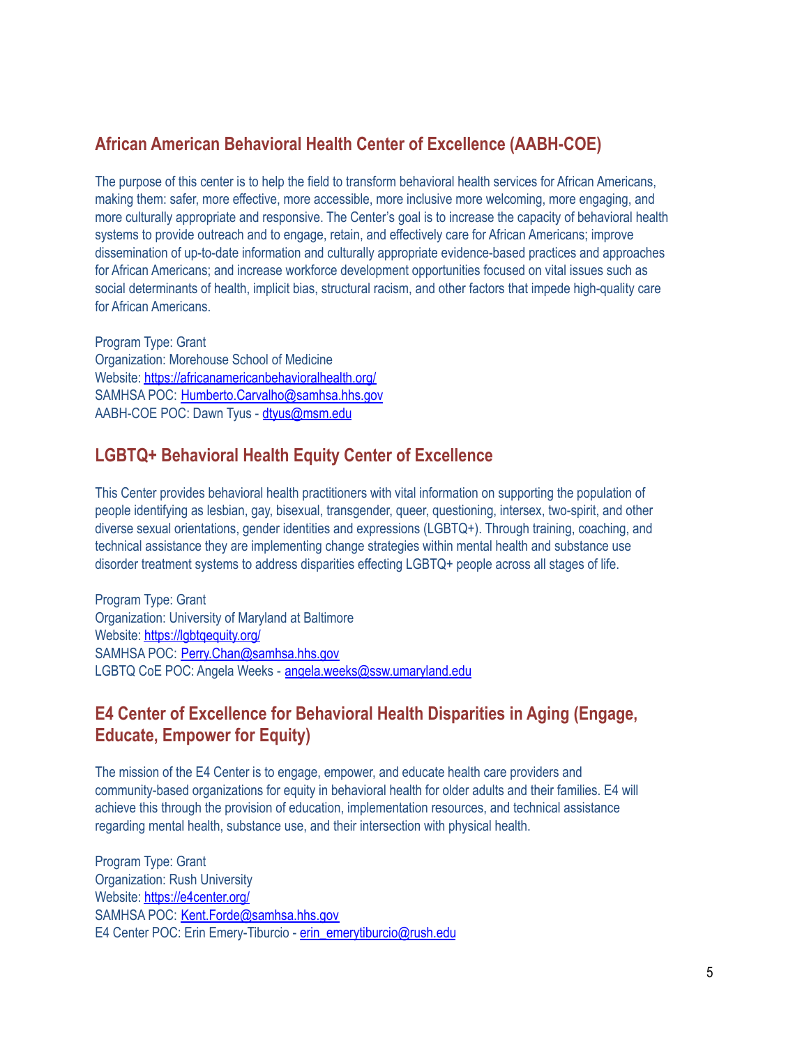## African American Behavioral Health Center of Excellence (AABH-COE)

The purpose of this center is to help the field to transform behavioral health services for African Americans, making them: safer, more effective, more accessible, more inclusive more welcoming, more engaging, and more culturally appropriate and responsive. The Center's goal is to increase the capacity of behavioral health systems to provide outreach and to engage, retain, and effectively care for African Americans; improve dissemination of up-to-date information and culturally appropriate evidence-based practices and approaches for African Americans; and increase workforce development opportunities focused on vital issues such as social determinants of health, implicit bias, structural racism, and other factors that impede high-quality care for African Americans.

Program Type: Grant
Organization: Morehouse School of Medicine
Website: https://africanamericanbehavioralhealth.org/
SAMHSA POC: Humberto.Carvalho@samhsa.hhs.gov
AABH-COE POC: Dawn Tyus - dtyus@msm.edu

## LGBTQ+ Behavioral Health Equity Center of Excellence

This Center provides behavioral health practitioners with vital information on supporting the population of people identifying as lesbian, gay, bisexual, transgender, queer, questioning, intersex, two-spirit, and other diverse sexual orientations, gender identities and expressions (LGBTQ+). Through training, coaching, and technical assistance they are implementing change strategies within mental health and substance use disorder treatment systems to address disparities effecting LGBTQ+ people across all stages of life.

Program Type: Grant
Organization: University of Maryland at Baltimore
Website: https://lgbtqequity.org/
SAMHSA POC: Perry.Chan@samhsa.hhs.gov
LGBTQ CoE POC: Angela Weeks - angela.weeks@ssw.umaryland.edu

## E4 Center of Excellence for Behavioral Health Disparities in Aging (Engage, Educate, Empower for Equity)

The mission of the E4 Center is to engage, empower, and educate health care providers and community-based organizations for equity in behavioral health for older adults and their families. E4 will achieve this through the provision of education, implementation resources, and technical assistance regarding mental health, substance use, and their intersection with physical health.

Program Type: Grant
Organization: Rush University
Website: https://e4center.org/
SAMHSA POC: Kent.Forde@samhsa.hhs.gov
E4 Center POC: Erin Emery-Tiburcio - erin_emerytiburcio@rush.edu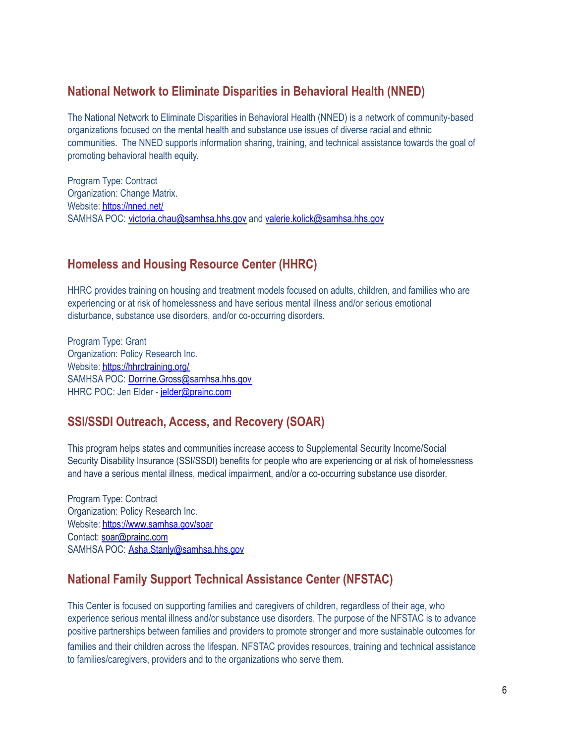## National Network to Eliminate Disparities in Behavioral Health (NNED)

The National Network to Eliminate Disparities in Behavioral Health (NNED) is a network of community-based organizations focused on the mental health and substance use issues of diverse racial and ethnic communities. The NNED supports information sharing, training, and technical assistance towards the goal of promoting behavioral health equity.

Program Type: Contract
Organization: Change Matrix.
Website: https://nned.net/
SAMHSA POC: victoria.chau@samhsa.hhs.gov and valerie.kolick@samhsa.hhs.gov

## Homeless and Housing Resource Center (HHRC)

HHRC provides training on housing and treatment models focused on adults, children, and families who are experiencing or at risk of homelessness and have serious mental illness and/or serious emotional disturbance, substance use disorders, and/or co-occurring disorders.

Program Type: Grant
Organization: Policy Research Inc.
Website: https://hhrctraining.org/
SAMHSA POC: Dorrine.Gross@samhsa.hhs.gov
HHRC POC: Jen Elder - jelder@prainc.com

## SSI/SSDI Outreach, Access, and Recovery (SOAR)

This program helps states and communities increase access to Supplemental Security Income/Social Security Disability Insurance (SSI/SSDI) benefits for people who are experiencing or at risk of homelessness and have a serious mental illness, medical impairment, and/or a co-occurring substance use disorder.

Program Type: Contract
Organization: Policy Research Inc.
Website: https://www.samhsa.gov/soar
Contact: soar@prainc.com
SAMHSA POC: Asha.Stanly@samhsa.hhs.gov

## National Family Support Technical Assistance Center (NFSTAC)

This Center is focused on supporting families and caregivers of children, regardless of their age, who experience serious mental illness and/or substance use disorders. The purpose of the NFSTAC is to advance positive partnerships between families and providers to promote stronger and more sustainable outcomes for families and their children across the lifespan. NFSTAC provides resources, training and technical assistance to families/caregivers, providers and to the organizations who serve them.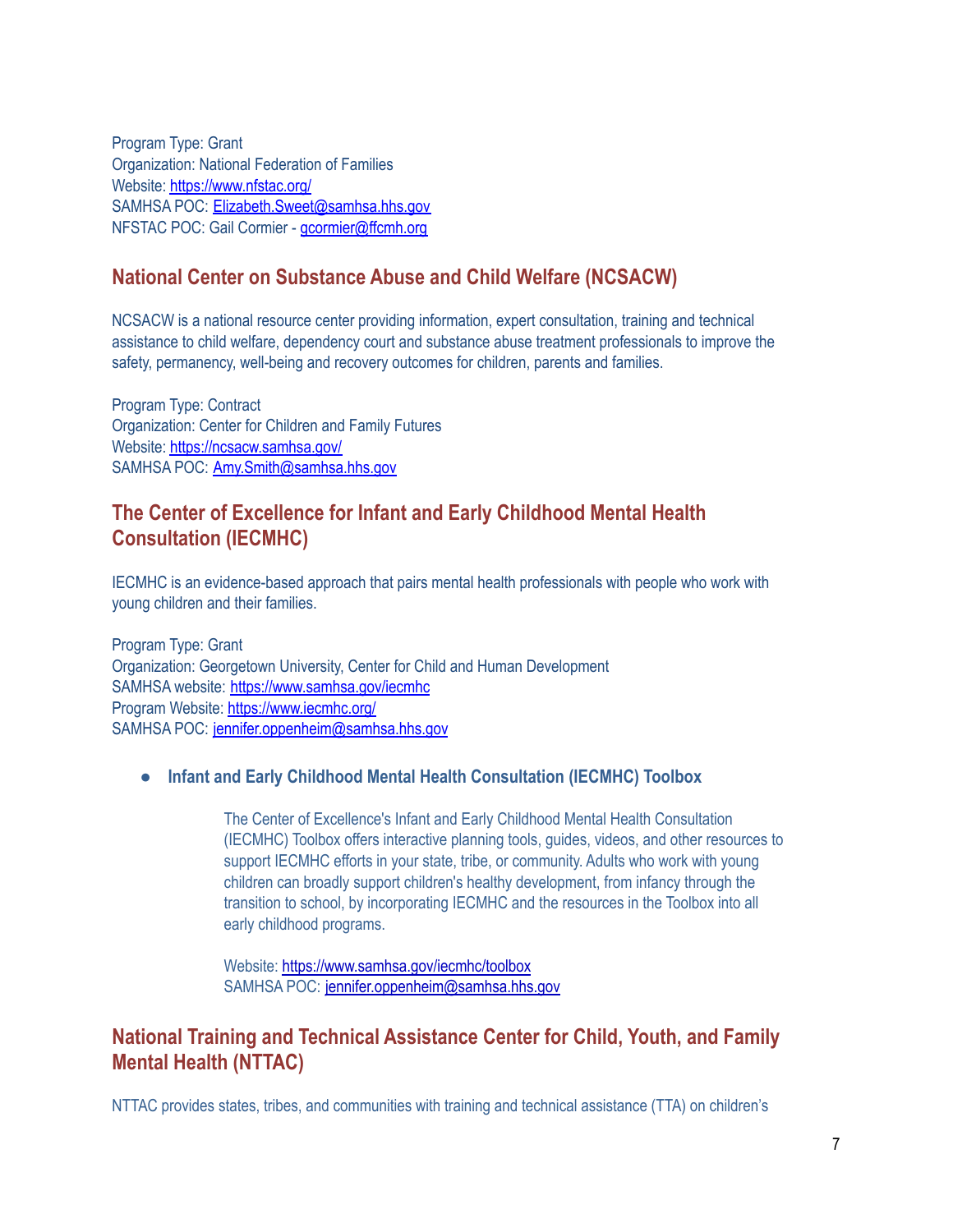Program Type: Grant
Organization: National Federation of Families
Website: https://www.nfstac.org/
SAMHSA POC: Elizabeth.Sweet@samhsa.hhs.gov
NFSTAC POC: Gail Cormier - gcormier@ffcmh.org

## National Center on Substance Abuse and Child Welfare (NCSACW)

NCSACW is a national resource center providing information, expert consultation, training and technical assistance to child welfare, dependency court and substance abuse treatment professionals to improve the safety, permanency, well-being and recovery outcomes for children, parents and families.

Program Type: Contract
Organization: Center for Children and Family Futures
Website: https://ncsacw.samhsa.gov/
SAMHSA POC: Amy.Smith@samhsa.hhs.gov

## The Center of Excellence for Infant and Early Childhood Mental Health Consultation (IECMHC)

IECMHC is an evidence-based approach that pairs mental health professionals with people who work with young children and their families.

Program Type: Grant
Organization: Georgetown University, Center for Child and Human Development
SAMHSA website: https://www.samhsa.gov/iecmhc
Program Website: https://www.iecmhc.org/
SAMHSA POC: jennifer.oppenheim@samhsa.hhs.gov

- **Infant and Early Childhood Mental Health Consultation (IECMHC) Toolbox**

  The Center of Excellence's Infant and Early Childhood Mental Health Consultation (IECMHC) Toolbox offers interactive planning tools, guides, videos, and other resources to support IECMHC efforts in your state, tribe, or community. Adults who work with young children can broadly support children's healthy development, from infancy through the transition to school, by incorporating IECMHC and the resources in the Toolbox into all early childhood programs.

  Website: https://www.samhsa.gov/iecmhc/toolbox
  SAMHSA POC: jennifer.oppenheim@samhsa.hhs.gov

## National Training and Technical Assistance Center for Child, Youth, and Family Mental Health (NTTAC)

NTTAC provides states, tribes, and communities with training and technical assistance (TTA) on children's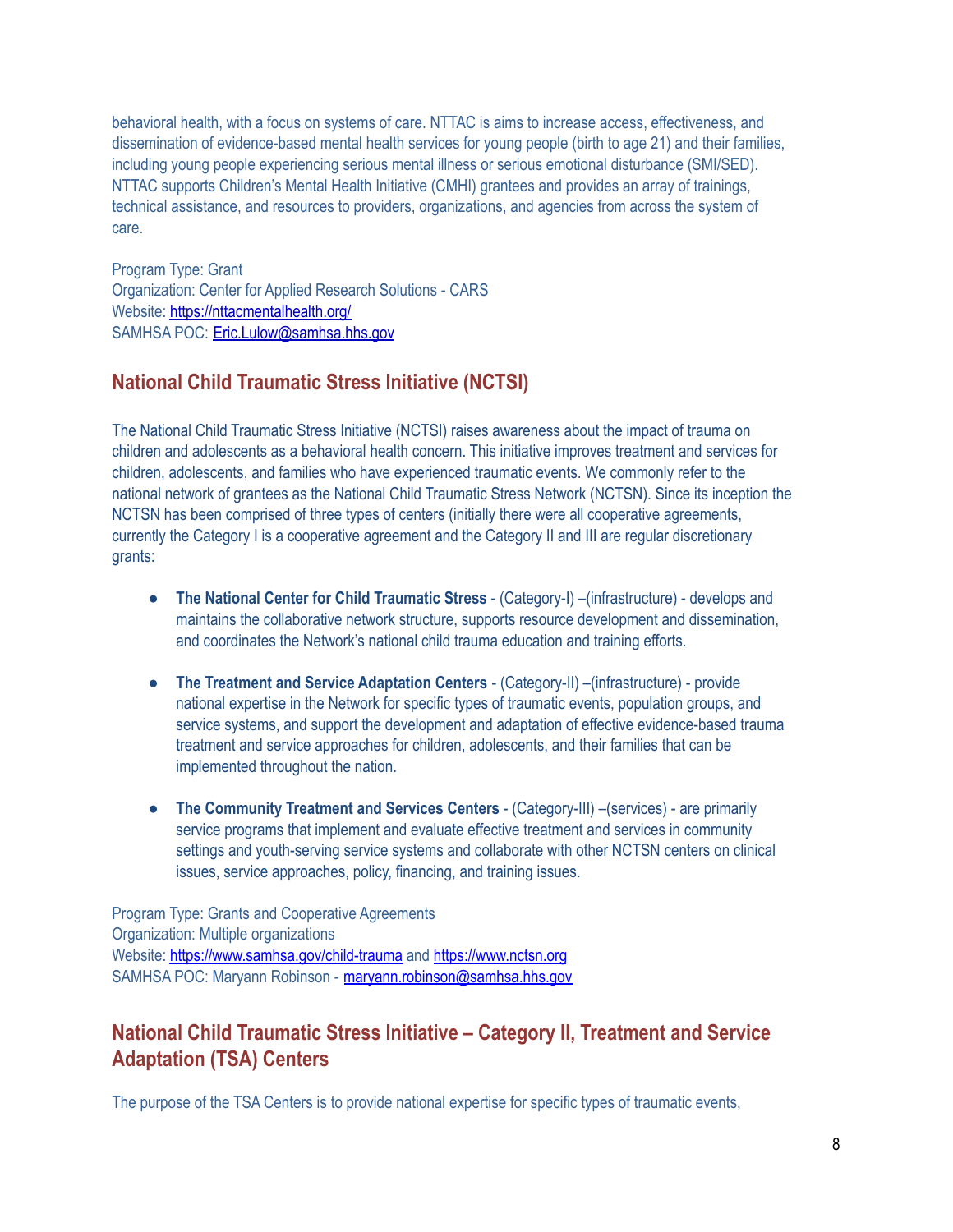behavioral health, with a focus on systems of care. NTTAC is aims to increase access, effectiveness, and dissemination of evidence-based mental health services for young people (birth to age 21) and their families, including young people experiencing serious mental illness or serious emotional disturbance (SMI/SED). NTTAC supports Children's Mental Health Initiative (CMHI) grantees and provides an array of trainings, technical assistance, and resources to providers, organizations, and agencies from across the system of care.

Program Type: Grant
Organization: Center for Applied Research Solutions - CARS
Website: [https://nttacmentalhealth.org/](https://nttacmentalhealth.org/)
SAMHSA POC: [Eric.Lulow@samhsa.hhs.gov](mailto:Eric.Lulow@samhsa.hhs.gov)

## National Child Traumatic Stress Initiative (NCTSI)

The National Child Traumatic Stress Initiative (NCTSI) raises awareness about the impact of trauma on children and adolescents as a behavioral health concern. This initiative improves treatment and services for children, adolescents, and families who have experienced traumatic events. We commonly refer to the national network of grantees as the National Child Traumatic Stress Network (NCTSN). Since its inception the NCTSN has been comprised of three types of centers (initially there were all cooperative agreements, currently the Category I is a cooperative agreement and the Category II and III are regular discretionary grants:

- **The National Center for Child Traumatic Stress** - (Category-I) –(infrastructure) - develops and maintains the collaborative network structure, supports resource development and dissemination, and coordinates the Network's national child trauma education and training efforts.

- **The Treatment and Service Adaptation Centers** - (Category-II) –(infrastructure) - provide national expertise in the Network for specific types of traumatic events, population groups, and service systems, and support the development and adaptation of effective evidence-based trauma treatment and service approaches for children, adolescents, and their families that can be implemented throughout the nation.

- **The Community Treatment and Services Centers** - (Category-III) –(services) - are primarily service programs that implement and evaluate effective treatment and services in community settings and youth-serving service systems and collaborate with other NCTSN centers on clinical issues, service approaches, policy, financing, and training issues.

Program Type: Grants and Cooperative Agreements
Organization: Multiple organizations
Website: [https://www.samhsa.gov/child-trauma](https://www.samhsa.gov/child-trauma) and [https://www.nctsn.org](https://www.nctsn.org)
SAMHSA POC: Maryann Robinson - [maryann.robinson@samhsa.hhs.gov](mailto:maryann.robinson@samhsa.hhs.gov)

## National Child Traumatic Stress Initiative – Category II, Treatment and Service Adaptation (TSA) Centers

The purpose of the TSA Centers is to provide national expertise for specific types of traumatic events,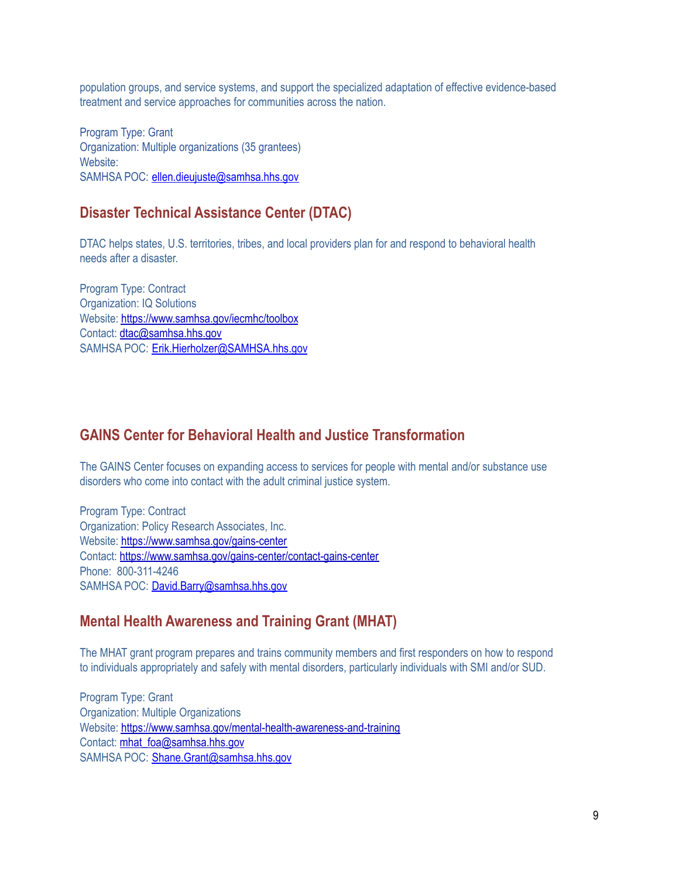population groups, and service systems, and support the specialized adaptation of effective evidence-based treatment and service approaches for communities across the nation.

Program Type: Grant
Organization: Multiple organizations (35 grantees)
Website:
SAMHSA POC: ellen.dieujuste@samhsa.hhs.gov

## Disaster Technical Assistance Center (DTAC)

DTAC helps states, U.S. territories, tribes, and local providers plan for and respond to behavioral health needs after a disaster.

Program Type: Contract
Organization: IQ Solutions
Website: https://www.samhsa.gov/iecmhc/toolbox
Contact: dtac@samhsa.hhs.gov
SAMHSA POC: Erik.Hierholzer@SAMHSA.hhs.gov

## GAINS Center for Behavioral Health and Justice Transformation

The GAINS Center focuses on expanding access to services for people with mental and/or substance use disorders who come into contact with the adult criminal justice system.

Program Type: Contract
Organization: Policy Research Associates, Inc.
Website: https://www.samhsa.gov/gains-center
Contact: https://www.samhsa.gov/gains-center/contact-gains-center
Phone: 800-311-4246
SAMHSA POC: David.Barry@samhsa.hhs.gov

## Mental Health Awareness and Training Grant (MHAT)

The MHAT grant program prepares and trains community members and first responders on how to respond to individuals appropriately and safely with mental disorders, particularly individuals with SMI and/or SUD.

Program Type: Grant
Organization: Multiple Organizations
Website: https://www.samhsa.gov/mental-health-awareness-and-training
Contact: mhat_foa@samhsa.hhs.gov
SAMHSA POC: Shane.Grant@samhsa.hhs.gov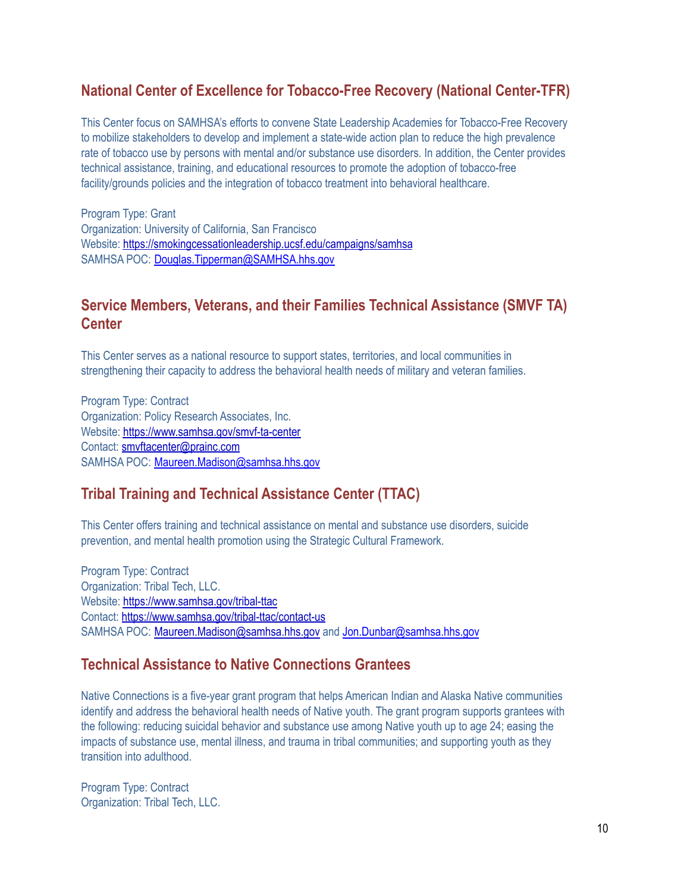## National Center of Excellence for Tobacco-Free Recovery (National Center-TFR)

This Center focus on SAMHSA's efforts to convene State Leadership Academies for Tobacco-Free Recovery to mobilize stakeholders to develop and implement a state-wide action plan to reduce the high prevalence rate of tobacco use by persons with mental and/or substance use disorders. In addition, the Center provides technical assistance, training, and educational resources to promote the adoption of tobacco-free facility/grounds policies and the integration of tobacco treatment into behavioral healthcare.

Program Type: Grant
Organization: University of California, San Francisco
Website: https://smokingcessationleadership.ucsf.edu/campaigns/samhsa
SAMHSA POC: Douglas.Tipperman@SAMHSA.hhs.gov

## Service Members, Veterans, and their Families Technical Assistance (SMVF TA) Center

This Center serves as a national resource to support states, territories, and local communities in strengthening their capacity to address the behavioral health needs of military and veteran families.

Program Type: Contract
Organization: Policy Research Associates, Inc.
Website: https://www.samhsa.gov/smvf-ta-center
Contact: smvftacenter@prainc.com
SAMHSA POC: Maureen.Madison@samhsa.hhs.gov

## Tribal Training and Technical Assistance Center (TTAC)

This Center offers training and technical assistance on mental and substance use disorders, suicide prevention, and mental health promotion using the Strategic Cultural Framework.

Program Type: Contract
Organization: Tribal Tech, LLC.
Website: https://www.samhsa.gov/tribal-ttac
Contact: https://www.samhsa.gov/tribal-ttac/contact-us
SAMHSA POC: Maureen.Madison@samhsa.hhs.gov and Jon.Dunbar@samhsa.hhs.gov

## Technical Assistance to Native Connections Grantees

Native Connections is a five-year grant program that helps American Indian and Alaska Native communities identify and address the behavioral health needs of Native youth. The grant program supports grantees with the following: reducing suicidal behavior and substance use among Native youth up to age 24; easing the impacts of substance use, mental illness, and trauma in tribal communities; and supporting youth as they transition into adulthood.

Program Type: Contract
Organization: Tribal Tech, LLC.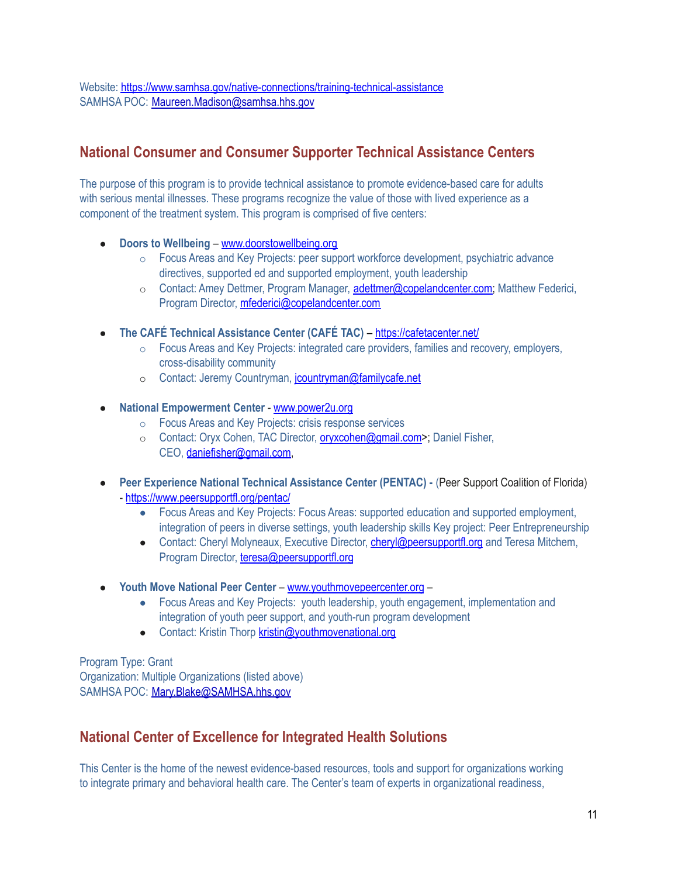Website: https://www.samhsa.gov/native-connections/training-technical-assistance
SAMHSA POC: Maureen.Madison@samhsa.hhs.gov

## National Consumer and Consumer Supporter Technical Assistance Centers

The purpose of this program is to provide technical assistance to promote evidence-based care for adults with serious mental illnesses. These programs recognize the value of those with lived experience as a component of the treatment system. This program is comprised of five centers:

- **Doors to Wellbeing** – www.doorstowellbeing.org
  - Focus Areas and Key Projects: peer support workforce development, psychiatric advance directives, supported ed and supported employment, youth leadership
  - Contact: Amey Dettmer, Program Manager, adettmer@copelandcenter.com; Matthew Federici, Program Director, mfederici@copelandcenter.com

- **The CAFÉ Technical Assistance Center (CAFÉ TAC)** – https://cafetacenter.net/
  - Focus Areas and Key Projects: integrated care providers, families and recovery, employers, cross-disability community
  - Contact: Jeremy Countryman, jcountryman@familycafe.net

- **National Empowerment Center -** www.power2u.org
  - Focus Areas and Key Projects: crisis response services
  - Contact: Oryx Cohen, TAC Director, oryxcohen@gmail.com>; Daniel Fisher, CEO, daniefisher@gmail.com,

- **Peer Experience National Technical Assistance Center (PENTAC) -** (Peer Support Coalition of Florida) - https://www.peersupportfl.org/pentac/
  - Focus Areas and Key Projects: Focus Areas: supported education and supported employment, integration of peers in diverse settings, youth leadership skills Key project: Peer Entrepreneurship
  - Contact: Cheryl Molyneaux, Executive Director, cheryl@peersupportfl.org and Teresa Mitchem, Program Director, teresa@peersupportfl.org

- **Youth Move National Peer Center** – www.youthmovepeercenter.org –
  - Focus Areas and Key Projects: youth leadership, youth engagement, implementation and integration of youth peer support, and youth-run program development
  - Contact: Kristin Thorp kristin@youthmovenational.org

Program Type: Grant
Organization: Multiple Organizations (listed above)
SAMHSA POC: Mary.Blake@SAMHSA.hhs.gov

## National Center of Excellence for Integrated Health Solutions

This Center is the home of the newest evidence-based resources, tools and support for organizations working to integrate primary and behavioral health care. The Center's team of experts in organizational readiness,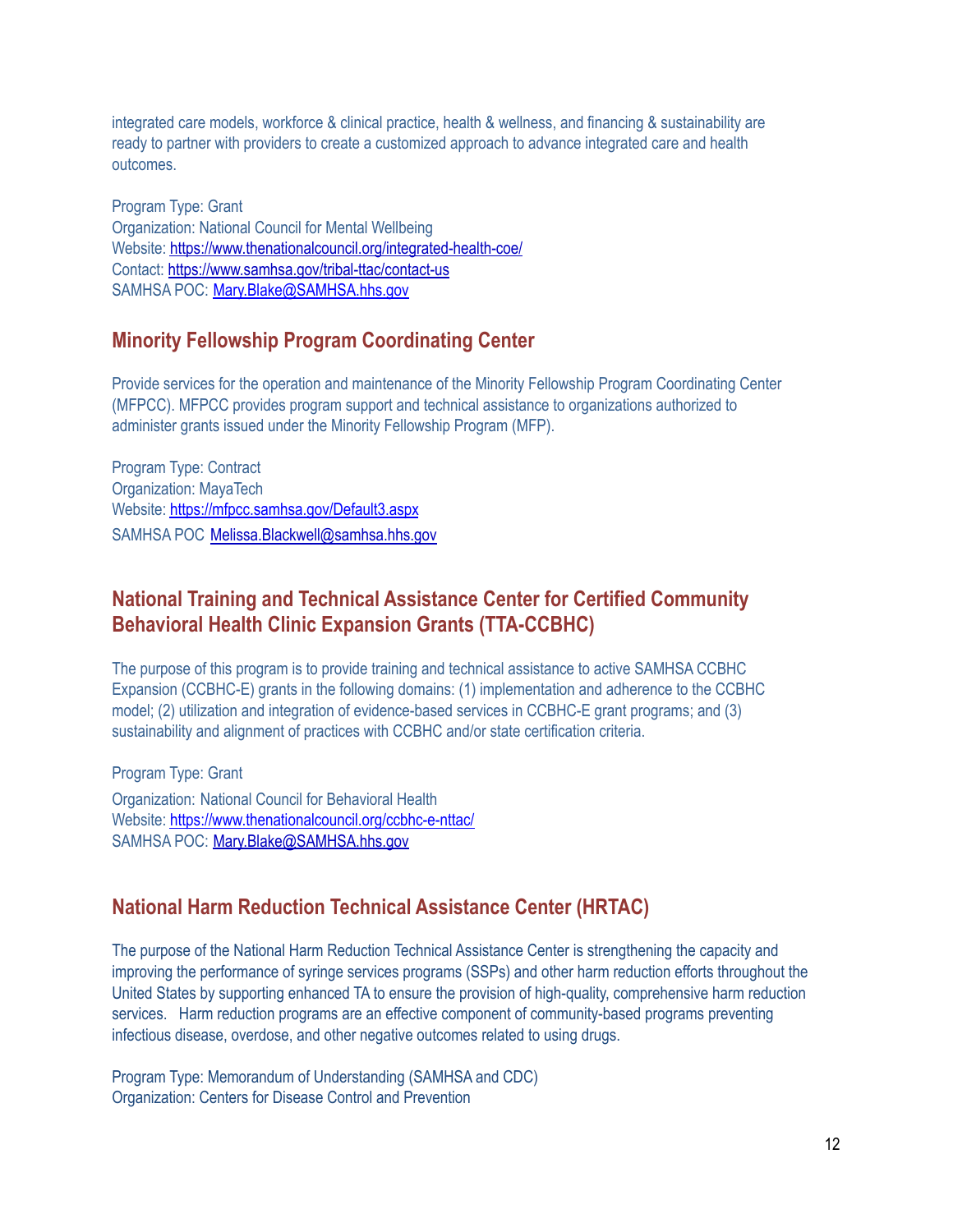integrated care models, workforce & clinical practice, health & wellness, and financing & sustainability are ready to partner with providers to create a customized approach to advance integrated care and health outcomes.

Program Type: Grant
Organization: National Council for Mental Wellbeing
Website: https://www.thenationalcouncil.org/integrated-health-coe/
Contact: https://www.samhsa.gov/tribal-ttac/contact-us
SAMHSA POC: Mary.Blake@SAMHSA.hhs.gov

## Minority Fellowship Program Coordinating Center

Provide services for the operation and maintenance of the Minority Fellowship Program Coordinating Center (MFPCC). MFPCC provides program support and technical assistance to organizations authorized to administer grants issued under the Minority Fellowship Program (MFP).

Program Type: Contract
Organization: MayaTech
Website: https://mfpcc.samhsa.gov/Default3.aspx
SAMHSA POC Melissa.Blackwell@samhsa.hhs.gov

## National Training and Technical Assistance Center for Certified Community Behavioral Health Clinic Expansion Grants (TTA-CCBHC)

The purpose of this program is to provide training and technical assistance to active SAMHSA CCBHC Expansion (CCBHC-E) grants in the following domains: (1) implementation and adherence to the CCBHC model; (2) utilization and integration of evidence-based services in CCBHC-E grant programs; and (3) sustainability and alignment of practices with CCBHC and/or state certification criteria.

Program Type: Grant
Organization: National Council for Behavioral Health
Website: https://www.thenationalcouncil.org/ccbhc-e-nttac/
SAMHSA POC: Mary.Blake@SAMHSA.hhs.gov

## National Harm Reduction Technical Assistance Center (HRTAC)

The purpose of the National Harm Reduction Technical Assistance Center is strengthening the capacity and improving the performance of syringe services programs (SSPs) and other harm reduction efforts throughout the United States by supporting enhanced TA to ensure the provision of high-quality, comprehensive harm reduction services. Harm reduction programs are an effective component of community-based programs preventing infectious disease, overdose, and other negative outcomes related to using drugs.

Program Type: Memorandum of Understanding (SAMHSA and CDC)
Organization: Centers for Disease Control and Prevention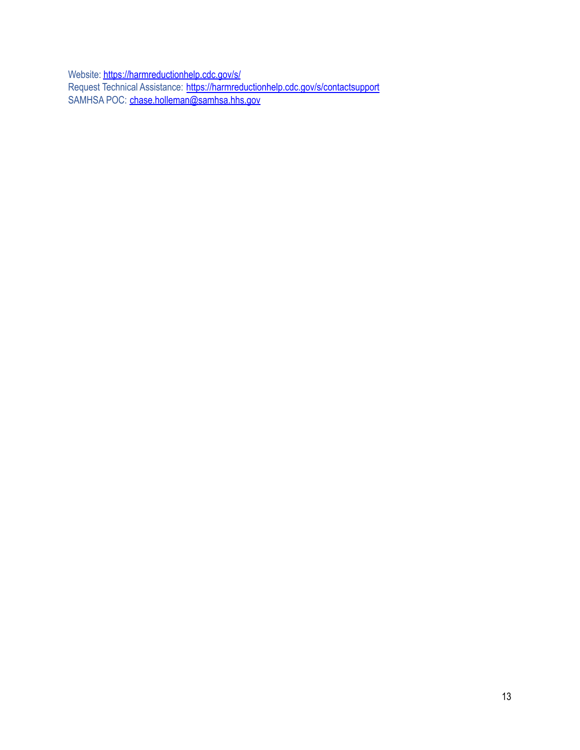Website: https://harmreductionhelp.cdc.gov/s/
Request Technical Assistance: https://harmreductionhelp.cdc.gov/s/contactsupport
SAMHSA POC: chase.holleman@samhsa.hhs.gov